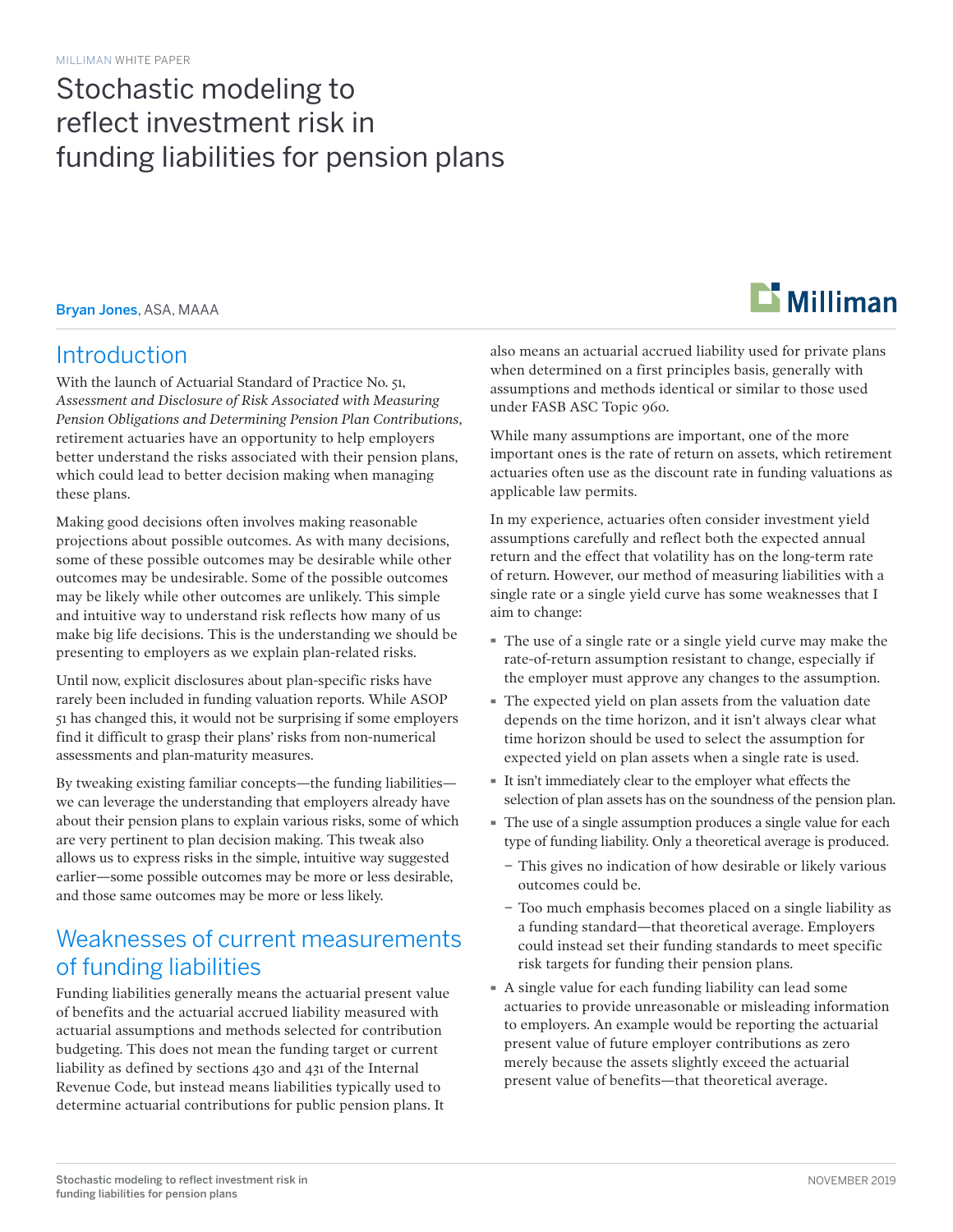MILLIMAN WHITE PAPER

# Stochastic modeling to reflect investment risk in funding liabilities for pension plans

**Bryan Jones**, ASA, MAAA

## Introduction

With the launch of Actuarial Standard of Practice No. 51, *Assessment and Disclosure of Risk Associated with Measuring Pension Obligations and Determining Pension Plan Contributions*, retirement actuaries have an opportunity to help employers better understand the risks associated with their pension plans, which could lead to better decision making when managing these plans.

Making good decisions often involves making reasonable projections about possible outcomes. As with many decisions, some of these possible outcomes may be desirable while other outcomes may be undesirable. Some of the possible outcomes may be likely while other outcomes are unlikely. This simple and intuitive way to understand risk reflects how many of us make big life decisions. This is the understanding we should be presenting to employers as we explain plan-related risks.

Until now, explicit disclosures about plan-specific risks have rarely been included in funding valuation reports. While ASOP 51 has changed this, it would not be surprising if some employers find it difficult to grasp their plans' risks from non-numerical assessments and plan-maturity measures.

By tweaking existing familiar concepts—the funding liabilities—we can leverage the understanding that employers already have about their pension plans to explain various risks, some of which are very pertinent to plan decision making. This tweak also allows us to express risks in the simple, intuitive way suggested earlier—some possible outcomes may be more or less desirable, and those same outcomes may be more or less likely.

## Weaknesses of current measurements of funding liabilities

Funding liabilities generally means the actuarial present value of benefits and the actuarial accrued liability measured with actuarial assumptions and methods selected for contribution budgeting. This does not mean the funding target or current liability as defined by sections 430 and 431 of the Internal Revenue Code, but instead means liabilities typically used to determine actuarial contributions for public pension plans. It also means an actuarial accrued liability used for private plans when determined on a first principles basis, generally with assumptions and methods identical or similar to those used under FASB ASC Topic 960.

While many assumptions are important, one of the more important ones is the rate of return on assets, which retirement actuaries often use as the discount rate in funding valuations as applicable law permits.

In my experience, actuaries often consider investment yield assumptions carefully and reflect both the expected annual return and the effect that volatility has on the long-term rate of return. However, our method of measuring liabilities with a single rate or a single yield curve has some weaknesses that I aim to change:

- The use of a single rate or a single yield curve may make the rate-of-return assumption resistant to change, especially if the employer must approve any changes to the assumption.
- The expected yield on plan assets from the valuation date depends on the time horizon, and it isn't always clear what time horizon should be used to select the assumption for expected yield on plan assets when a single rate is used.
- It isn't immediately clear to the employer what effects the selection of plan assets has on the soundness of the pension plan.
- The use of a single assumption produces a single value for each type of funding liability. Only a theoretical average is produced.
  - This gives no indication of how desirable or likely various outcomes could be.
  - Too much emphasis becomes placed on a single liability as a funding standard—that theoretical average. Employers could instead set their funding standards to meet specific risk targets for funding their pension plans.
- A single value for each funding liability can lead some actuaries to provide unreasonable or misleading information to employers. An example would be reporting the actuarial present value of future employer contributions as zero merely because the assets slightly exceed the actuarial present value of benefits—that theoretical average.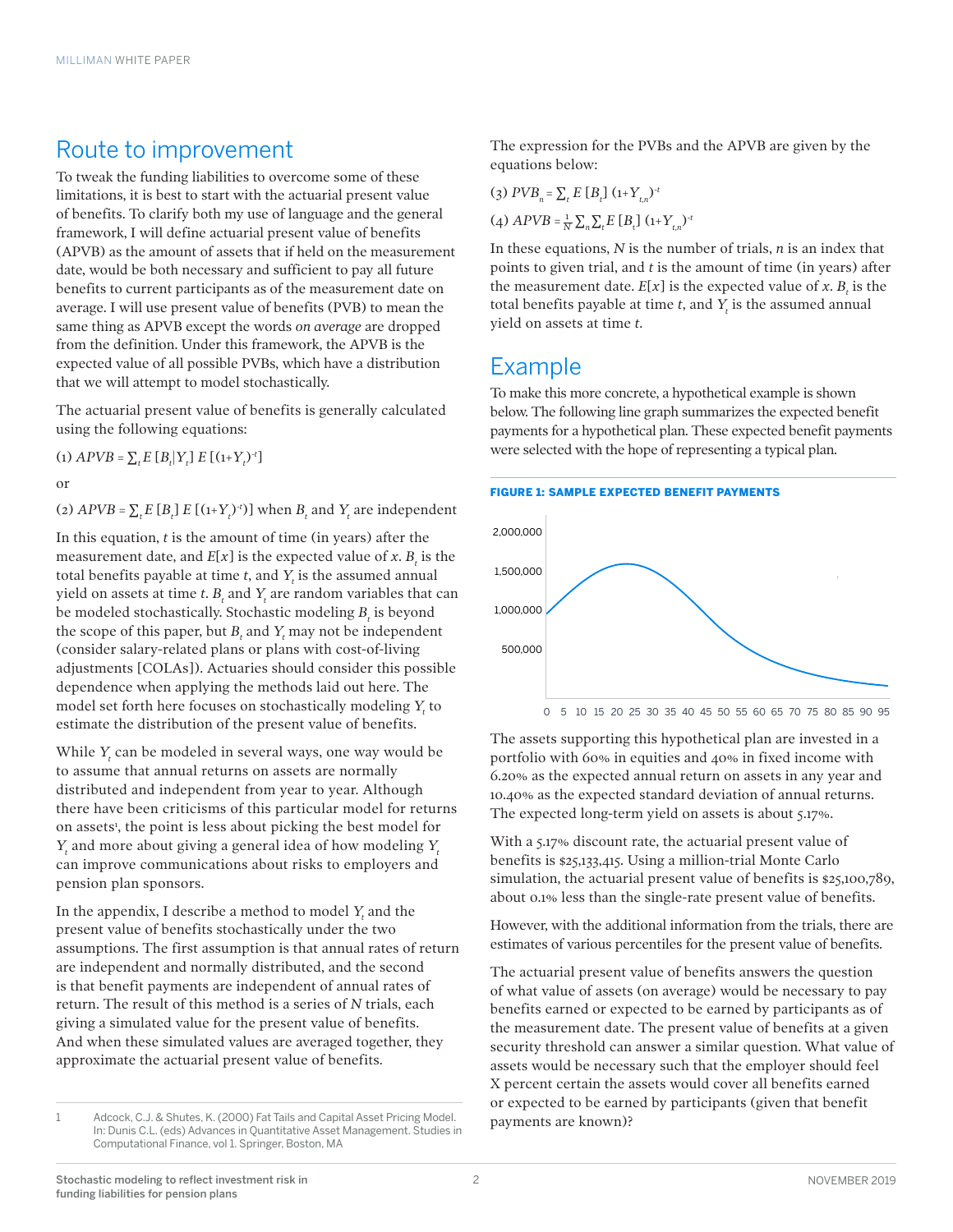## Route to improvement

To tweak the funding liabilities to overcome some of these limitations, it is best to start with the actuarial present value of benefits. To clarify both my use of language and the general framework, I will define actuarial present value of benefits (APVB) as the amount of assets that if held on the measurement date, would be both necessary and sufficient to pay all future benefits to current participants as of the measurement date on average. I will use present value of benefits (PVB) to mean the same thing as APVB except the words *on average* are dropped from the definition. Under this framework, the APVB is the expected value of all possible PVBs, which have a distribution that we will attempt to model stochastically.

The actuarial present value of benefits is generally calculated using the following equations:

(1) $APVB = \sum_t E\,[B_t|Y_t]\; E\,[(1+Y_t)^{-t}]$

or

(2) $APVB = \sum_t E\,[B_t]\; E\,[(1+Y_t)^{-t})]$ when $B_t$ and $Y_t$ are independent

In this equation, $t$ is the amount of time (in years) after the measurement date, and $E[x]$ is the expected value of $x$. $B_t$ is the total benefits payable at time $t$, and $Y_t$ is the assumed annual yield on assets at time $t$. $B_t$ and $Y_t$ are random variables that can be modeled stochastically. Stochastic modeling $B_t$ is beyond the scope of this paper, but $B_t$ and $Y_t$ may not be independent (consider salary-related plans or plans with cost-of-living adjustments [COLAs]). Actuaries should consider this possible dependence when applying the methods laid out here. The model set forth here focuses on stochastically modeling $Y_t$ to estimate the distribution of the present value of benefits.

While $Y_t$ can be modeled in several ways, one way would be to assume that annual returns on assets are normally distributed and independent from year to year. Although there have been criticisms of this particular model for returns on assets[1], the point is less about picking the best model for $Y_t$ and more about giving a general idea of how modeling $Y_t$ can improve communications about risks to employers and pension plan sponsors.

In the appendix, I describe a method to model $Y_t$ and the present value of benefits stochastically under the two assumptions. The first assumption is that annual rates of return are independent and normally distributed, and the second is that benefit payments are independent of annual rates of return. The result of this method is a series of $N$ trials, each giving a simulated value for the present value of benefits. And when these simulated values are averaged together, they approximate the actuarial present value of benefits.

The expression for the PVBs and the APVB are given by the equations below:

(3) $PVB_n = \sum_t E\,[B_t]\,(1+Y_{t,n})^{-t}$

(4) $APVB = \frac{1}{N}\sum_n \sum_t E\,[B_t]\,(1+Y_{t,n})^{-t}$

In these equations, $N$ is the number of trials, $n$ is an index that points to given trial, and $t$ is the amount of time (in years) after the measurement date. $E[x]$ is the expected value of $x$. $B_t$ is the total benefits payable at time $t$, and $Y_t$ is the assumed annual yield on assets at time $t$.

## Example

To make this more concrete, a hypothetical example is shown below. The following line graph summarizes the expected benefit payments for a hypothetical plan. These expected benefit payments were selected with the hope of representing a typical plan.

**FIGURE 1: SAMPLE EXPECTED BENEFIT PAYMENTS**

The assets supporting this hypothetical plan are invested in a portfolio with 60% in equities and 40% in fixed income with 6.20% as the expected annual return on assets in any year and 10.40% as the expected standard deviation of annual returns. The expected long-term yield on assets is about 5.17%.

With a 5.17% discount rate, the actuarial present value of benefits is $25,133,415. Using a million-trial Monte Carlo simulation, the actuarial present value of benefits is $25,100,789, about 0.1% less than the single-rate present value of benefits.

However, with the additional information from the trials, there are estimates of various percentiles for the present value of benefits.

The actuarial present value of benefits answers the question of what value of assets (on average) would be necessary to pay benefits earned or expected to be earned by participants as of the measurement date. The present value of benefits at a given security threshold can answer a similar question. What value of assets would be necessary such that the employer should feel X percent certain the assets would cover all benefits earned or expected to be earned by participants (given that benefit payments are known)?

---

1 Adcock, C.J. & Shutes, K. (2000) Fat Tails and Capital Asset Pricing Model. In: Dunis C.L. (eds) Advances in Quantitative Asset Management. Studies in Computational Finance, vol 1. Springer, Boston, MA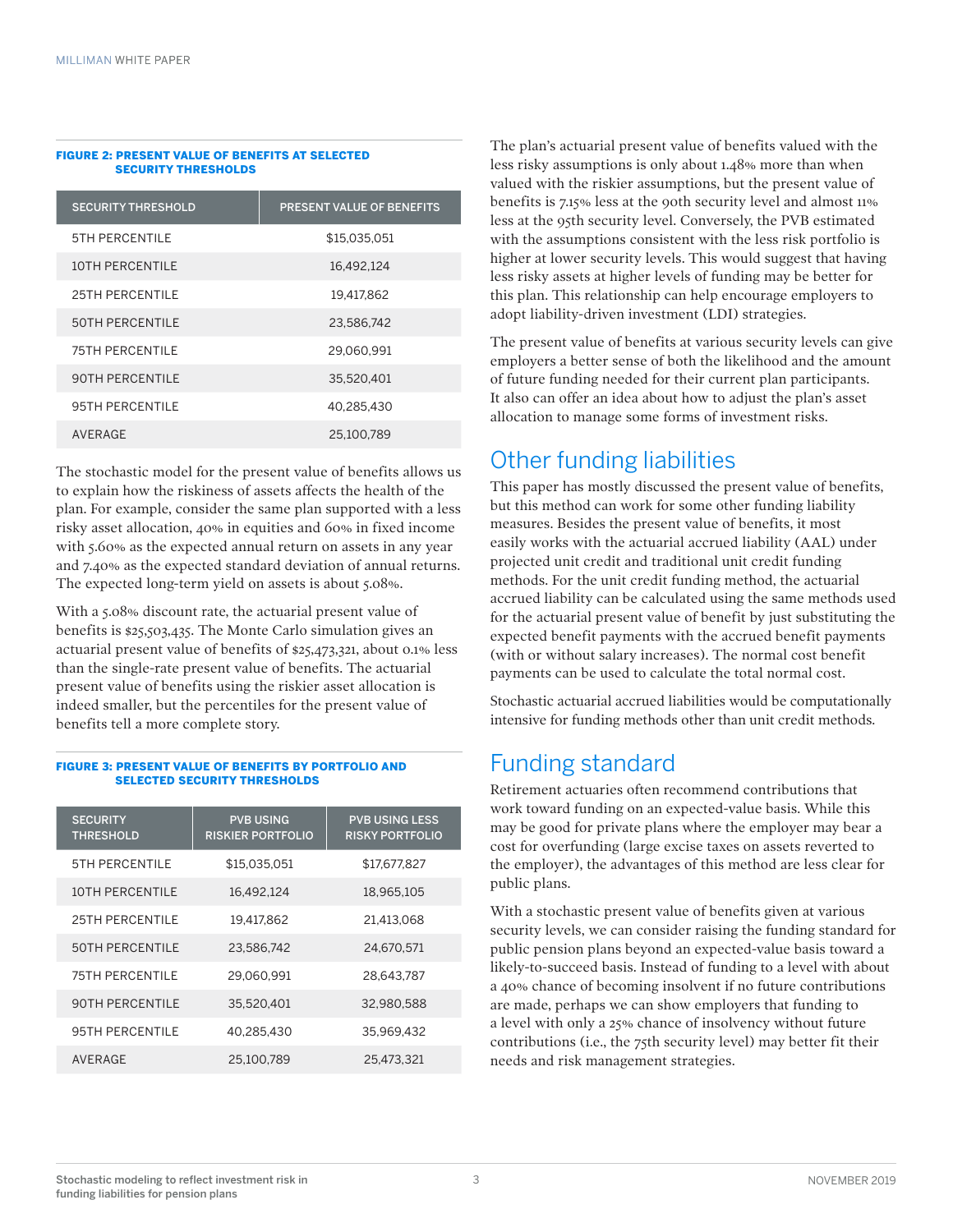**FIGURE 2: PRESENT VALUE OF BENEFITS AT SELECTED SECURITY THRESHOLDS**

| SECURITY THRESHOLD | PRESENT VALUE OF BENEFITS |
|---|---|
| 5TH PERCENTILE | $15,035,051 |
| 10TH PERCENTILE | 16,492,124 |
| 25TH PERCENTILE | 19,417,862 |
| 50TH PERCENTILE | 23,586,742 |
| 75TH PERCENTILE | 29,060,991 |
| 90TH PERCENTILE | 35,520,401 |
| 95TH PERCENTILE | 40,285,430 |
| AVERAGE | 25,100,789 |

The stochastic model for the present value of benefits allows us to explain how the riskiness of assets affects the health of the plan. For example, consider the same plan supported with a less risky asset allocation, 40% in equities and 60% in fixed income with 5.60% as the expected annual return on assets in any year and 7.40% as the expected standard deviation of annual returns. The expected long-term yield on assets is about 5.08%.

With a 5.08% discount rate, the actuarial present value of benefits is $25,503,435. The Monte Carlo simulation gives an actuarial present value of benefits of $25,473,321, about 0.1% less than the single-rate present value of benefits. The actuarial present value of benefits using the riskier asset allocation is indeed smaller, but the percentiles for the present value of benefits tell a more complete story.

**FIGURE 3: PRESENT VALUE OF BENEFITS BY PORTFOLIO AND SELECTED SECURITY THRESHOLDS**

| SECURITY THRESHOLD | PVB USING RISKIER PORTFOLIO | PVB USING LESS RISKY PORTFOLIO |
|---|---|---|
| 5TH PERCENTILE | $15,035,051 | $17,677,827 |
| 10TH PERCENTILE | 16,492,124 | 18,965,105 |
| 25TH PERCENTILE | 19,417,862 | 21,413,068 |
| 50TH PERCENTILE | 23,586,742 | 24,670,571 |
| 75TH PERCENTILE | 29,060,991 | 28,643,787 |
| 90TH PERCENTILE | 35,520,401 | 32,980,588 |
| 95TH PERCENTILE | 40,285,430 | 35,969,432 |
| AVERAGE | 25,100,789 | 25,473,321 |

The plan's actuarial present value of benefits valued with the less risky assumptions is only about 1.48% more than when valued with the riskier assumptions, but the present value of benefits is 7.15% less at the 90th security level and almost 11% less at the 95th security level. Conversely, the PVB estimated with the assumptions consistent with the less risk portfolio is higher at lower security levels. This would suggest that having less risky assets at higher levels of funding may be better for this plan. This relationship can help encourage employers to adopt liability-driven investment (LDI) strategies.

The present value of benefits at various security levels can give employers a better sense of both the likelihood and the amount of future funding needed for their current plan participants. It also can offer an idea about how to adjust the plan's asset allocation to manage some forms of investment risks.

## Other funding liabilities

This paper has mostly discussed the present value of benefits, but this method can work for some other funding liability measures. Besides the present value of benefits, it most easily works with the actuarial accrued liability (AAL) under projected unit credit and traditional unit credit funding methods. For the unit credit funding method, the actuarial accrued liability can be calculated using the same methods used for the actuarial present value of benefit by just substituting the expected benefit payments with the accrued benefit payments (with or without salary increases). The normal cost benefit payments can be used to calculate the total normal cost.

Stochastic actuarial accrued liabilities would be computationally intensive for funding methods other than unit credit methods.

## Funding standard

Retirement actuaries often recommend contributions that work toward funding on an expected-value basis. While this may be good for private plans where the employer may bear a cost for overfunding (large excise taxes on assets reverted to the employer), the advantages of this method are less clear for public plans.

With a stochastic present value of benefits given at various security levels, we can consider raising the funding standard for public pension plans beyond an expected-value basis toward a likely-to-succeed basis. Instead of funding to a level with about a 40% chance of becoming insolvent if no future contributions are made, perhaps we can show employers that funding to a level with only a 25% chance of insolvency without future contributions (i.e., the 75th security level) may better fit their needs and risk management strategies.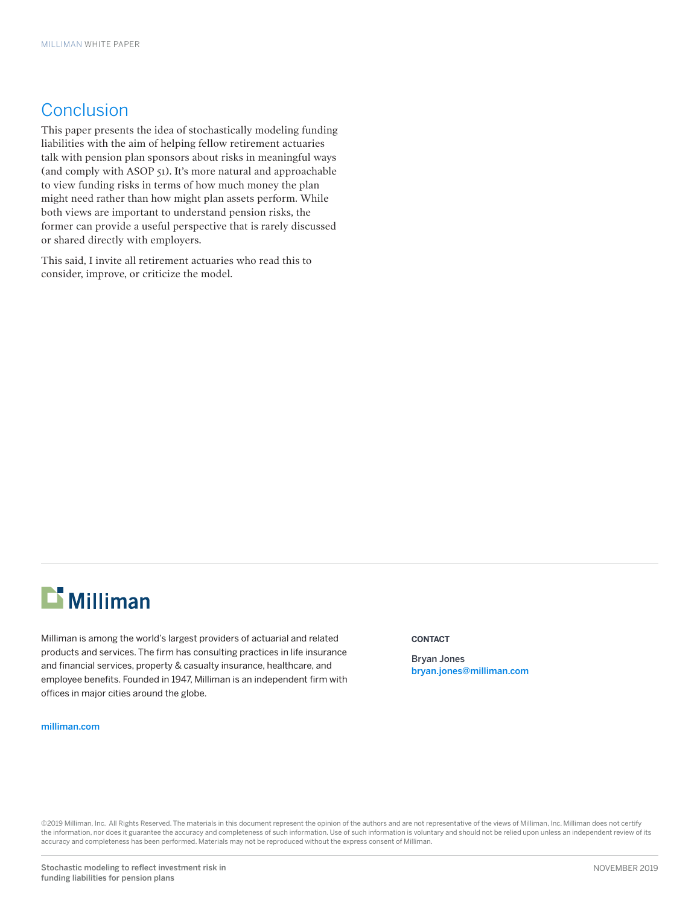## Conclusion

This paper presents the idea of stochastically modeling funding liabilities with the aim of helping fellow retirement actuaries talk with pension plan sponsors about risks in meaningful ways (and comply with ASOP 51). It's more natural and approachable to view funding risks in terms of how much money the plan might need rather than how might plan assets perform. While both views are important to understand pension risks, the former can provide a useful perspective that is rarely discussed or shared directly with employers.

This said, I invite all retirement actuaries who read this to consider, improve, or criticize the model.

Milliman is among the world's largest providers of actuarial and related products and services. The firm has consulting practices in life insurance and financial services, property & casualty insurance, healthcare, and employee benefits. Founded in 1947, Milliman is an independent firm with offices in major cities around the globe.

milliman.com

**CONTACT**

Bryan Jones
bryan.jones@milliman.com

©2019 Milliman, Inc. All Rights Reserved. The materials in this document represent the opinion of the authors and are not representative of the views of Milliman, Inc. Milliman does not certify the information, nor does it guarantee the accuracy and completeness of such information. Use of such information is voluntary and should not be relied upon unless an independent review of its accuracy and completeness has been performed. Materials may not be reproduced without the express consent of Milliman.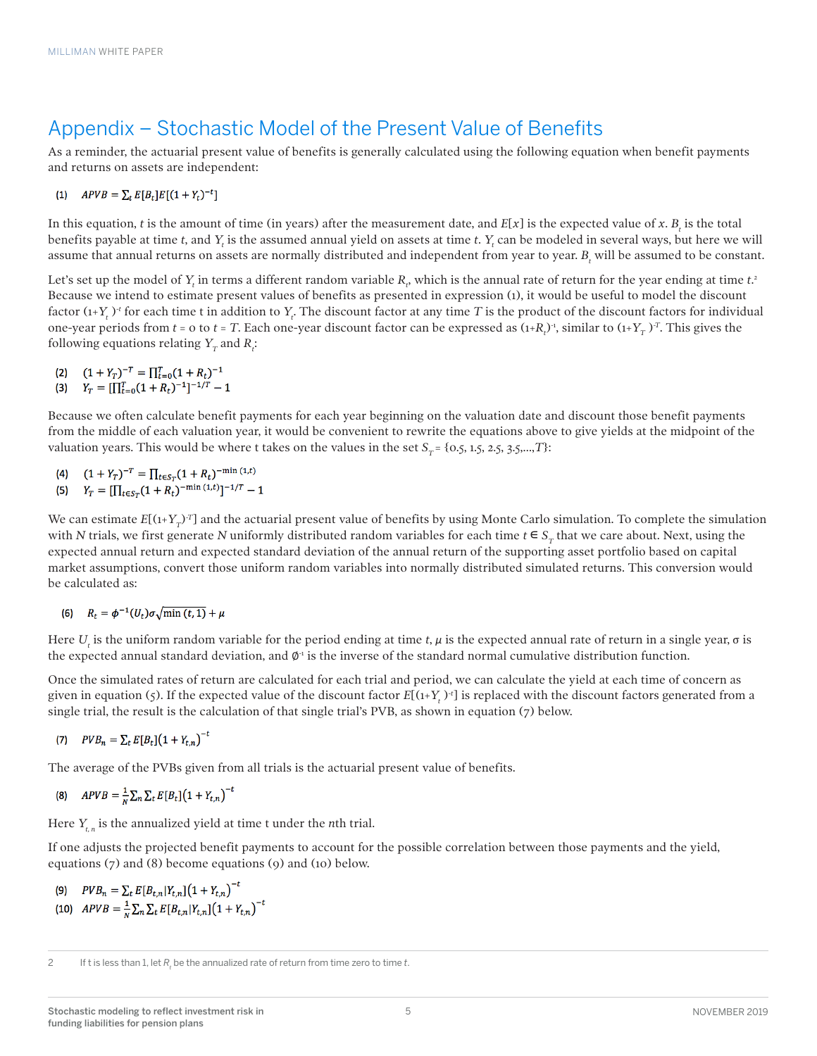# Appendix – Stochastic Model of the Present Value of Benefits

As a reminder, the actuarial present value of benefits is generally calculated using the following equation when benefit payments and returns on assets are independent:

$$(1) \quad APVB = \sum_t E[B_t]E[(1+Y_t)^{-t}]$$

In this equation, $t$ is the amount of time (in years) after the measurement date, and $E[x]$ is the expected value of $x$. $B_t$ is the total benefits payable at time $t$, and $Y_t$ is the assumed annual yield on assets at time $t$. $Y_t$ can be modeled in several ways, but here we will assume that annual returns on assets are normally distributed and independent from year to year. $B_t$ will be assumed to be constant.

Let's set up the model of $Y_t$ in terms a different random variable $R_t$, which is the annual rate of return for the year ending at time $t$.[2] Because we intend to estimate present values of benefits as presented in expression (1), it would be useful to model the discount factor $(1+Y_t)^{-t}$ for each time t in addition to $Y_t$. The discount factor at any time $T$ is the product of the discount factors for individual one-year periods from $t = 0$ to $t = T$. Each one-year discount factor can be expressed as $(1+R_t)^{-1}$, similar to $(1+Y_T)^{-T}$. This gives the following equations relating $Y_T$ and $R_t$:

$$(2) \quad (1+Y_T)^{-T} = \prod_{t=0}^{T}(1+R_t)^{-1}$$

$$(3) \quad Y_T = [\prod_{t=0}^{T}(1+R_t)^{-1}]^{-1/T} - 1$$

Because we often calculate benefit payments for each year beginning on the valuation date and discount those benefit payments from the middle of each valuation year, it would be convenient to rewrite the equations above to give yields at the midpoint of the valuation years. This would be where t takes on the values in the set $S_T = \{0.5, 1.5, 2.5, 3.5, \ldots, T\}$:

$$(4) \quad (1+Y_T)^{-T} = \prod_{t \in S_T}(1+R_t)^{-\min(1,t)}$$

$$(5) \quad Y_T = [\prod_{t \in S_T}(1+R_t)^{-\min(1,t)}]^{-1/T} - 1$$

We can estimate $E[(1+Y_T)^{-T}]$ and the actuarial present value of benefits by using Monte Carlo simulation. To complete the simulation with $N$ trials, we first generate $N$ uniformly distributed random variables for each time $t \in S_T$ that we care about. Next, using the expected annual return and expected standard deviation of the annual return of the supporting asset portfolio based on capital market assumptions, convert those uniform random variables into normally distributed simulated returns. This conversion would be calculated as:

$$(6) \quad R_t = \phi^{-1}(U_t)\sigma\sqrt{\min(t,1)} + \mu$$

Here $U_t$ is the uniform random variable for the period ending at time $t$, $\mu$ is the expected annual rate of return in a single year, σ is the expected annual standard deviation, and $\phi^{-1}$ is the inverse of the standard normal cumulative distribution function.

Once the simulated rates of return are calculated for each trial and period, we can calculate the yield at each time of concern as given in equation (5). If the expected value of the discount factor $E[(1+Y_t)^{-t}]$ is replaced with the discount factors generated from a single trial, the result is the calculation of that single trial's PVB, as shown in equation (7) below.

$$(7) \quad PVB_n = \sum_t E[B_t](1+Y_{t,n})^{-t}$$

The average of the PVBs given from all trials is the actuarial present value of benefits.

$$(8) \quad APVB = \frac{1}{N}\sum_n \sum_t E[B_t](1+Y_{t,n})^{-t}$$

Here $Y_{t,n}$ is the annualized yield at time t under the $n$th trial.

If one adjusts the projected benefit payments to account for the possible correlation between those payments and the yield, equations (7) and (8) become equations (9) and (10) below.

$$(9) \quad PVB_n = \sum_t E[B_{t,n}|Y_{t,n}](1+Y_{t,n})^{-t}$$

$$(10) \quad APVB = \frac{1}{N}\sum_n \sum_t E[B_{t,n}|Y_{t,n}](1+Y_{t,n})^{-t}$$

[2] If t is less than 1, let $R_t$ be the annualized rate of return from time zero to time $t$.